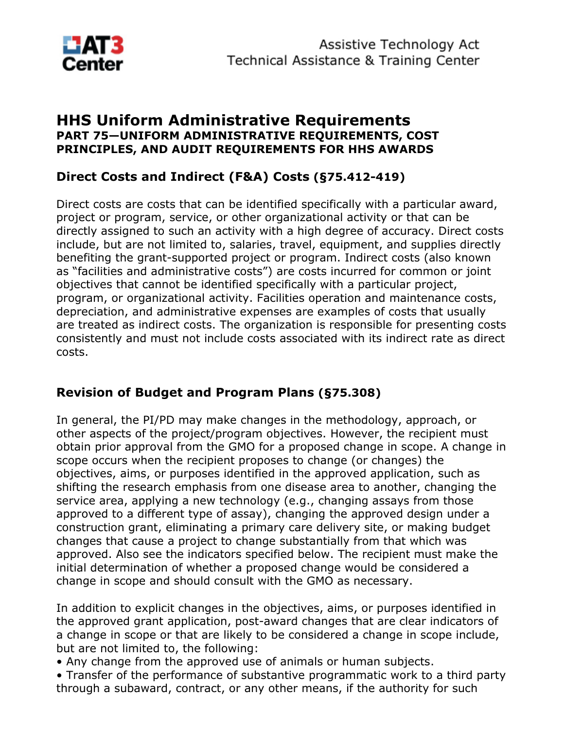# HHS Uniform Administrative Requirements

**PART 75—UNIFORM ADMINISTRATIVE REQUIREMENTS, COST PRINCIPLES, AND AUDIT REQUIREMENTS FOR HHS AWARDS**

## Direct Costs and Indirect (F&A) Costs (§75.412-419)

Direct costs are costs that can be identified specifically with a particular award, project or program, service, or other organizational activity or that can be directly assigned to such an activity with a high degree of accuracy. Direct costs include, but are not limited to, salaries, travel, equipment, and supplies directly benefiting the grant-supported project or program. Indirect costs (also known as "facilities and administrative costs") are costs incurred for common or joint objectives that cannot be identified specifically with a particular project, program, or organizational activity. Facilities operation and maintenance costs, depreciation, and administrative expenses are examples of costs that usually are treated as indirect costs. The organization is responsible for presenting costs consistently and must not include costs associated with its indirect rate as direct costs.

## Revision of Budget and Program Plans (§75.308)

In general, the PI/PD may make changes in the methodology, approach, or other aspects of the project/program objectives. However, the recipient must obtain prior approval from the GMO for a proposed change in scope. A change in scope occurs when the recipient proposes to change (or changes) the objectives, aims, or purposes identified in the approved application, such as shifting the research emphasis from one disease area to another, changing the service area, applying a new technology (e.g., changing assays from those approved to a different type of assay), changing the approved design under a construction grant, eliminating a primary care delivery site, or making budget changes that cause a project to change substantially from that which was approved. Also see the indicators specified below. The recipient must make the initial determination of whether a proposed change would be considered a change in scope and should consult with the GMO as necessary.

In addition to explicit changes in the objectives, aims, or purposes identified in the approved grant application, post-award changes that are clear indicators of a change in scope or that are likely to be considered a change in scope include, but are not limited to, the following:

- Any change from the approved use of animals or human subjects.
- Transfer of the performance of substantive programmatic work to a third party through a subaward, contract, or any other means, if the authority for such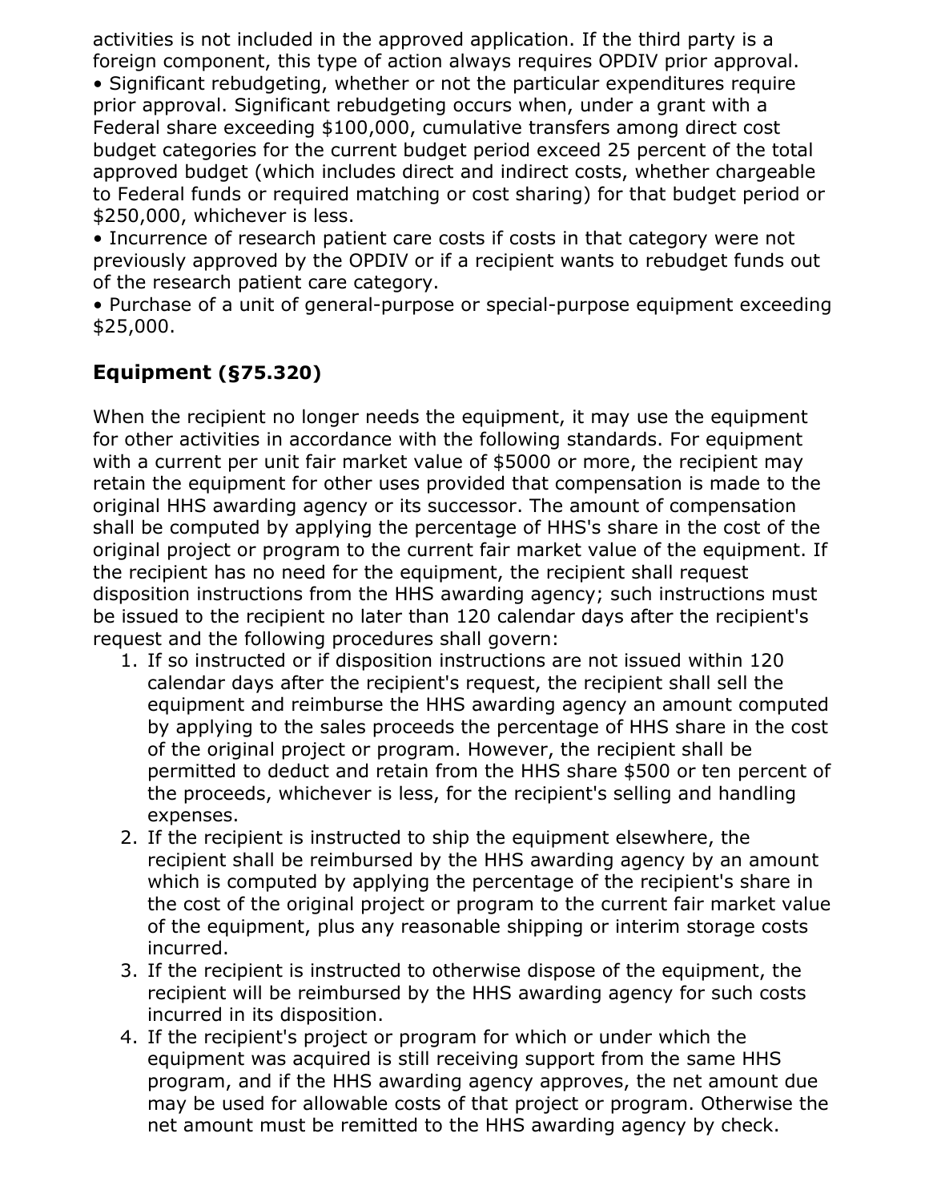activities is not included in the approved application. If the third party is a foreign component, this type of action always requires OPDIV prior approval.

- Significant rebudgeting, whether or not the particular expenditures require prior approval. Significant rebudgeting occurs when, under a grant with a Federal share exceeding $100,000, cumulative transfers among direct cost budget categories for the current budget period exceed 25 percent of the total approved budget (which includes direct and indirect costs, whether chargeable to Federal funds or required matching or cost sharing) for that budget period or $250,000, whichever is less.
- Incurrence of research patient care costs if costs in that category were not previously approved by the OPDIV or if a recipient wants to rebudget funds out of the research patient care category.
- Purchase of a unit of general-purpose or special-purpose equipment exceeding $25,000.

## Equipment (§75.320)

When the recipient no longer needs the equipment, it may use the equipment for other activities in accordance with the following standards. For equipment with a current per unit fair market value of $5000 or more, the recipient may retain the equipment for other uses provided that compensation is made to the original HHS awarding agency or its successor. The amount of compensation shall be computed by applying the percentage of HHS's share in the cost of the original project or program to the current fair market value of the equipment. If the recipient has no need for the equipment, the recipient shall request disposition instructions from the HHS awarding agency; such instructions must be issued to the recipient no later than 120 calendar days after the recipient's request and the following procedures shall govern:

1. If so instructed or if disposition instructions are not issued within 120 calendar days after the recipient's request, the recipient shall sell the equipment and reimburse the HHS awarding agency an amount computed by applying to the sales proceeds the percentage of HHS share in the cost of the original project or program. However, the recipient shall be permitted to deduct and retain from the HHS share $500 or ten percent of the proceeds, whichever is less, for the recipient's selling and handling expenses.
2. If the recipient is instructed to ship the equipment elsewhere, the recipient shall be reimbursed by the HHS awarding agency by an amount which is computed by applying the percentage of the recipient's share in the cost of the original project or program to the current fair market value of the equipment, plus any reasonable shipping or interim storage costs incurred.
3. If the recipient is instructed to otherwise dispose of the equipment, the recipient will be reimbursed by the HHS awarding agency for such costs incurred in its disposition.
4. If the recipient's project or program for which or under which the equipment was acquired is still receiving support from the same HHS program, and if the HHS awarding agency approves, the net amount due may be used for allowable costs of that project or program. Otherwise the net amount must be remitted to the HHS awarding agency by check.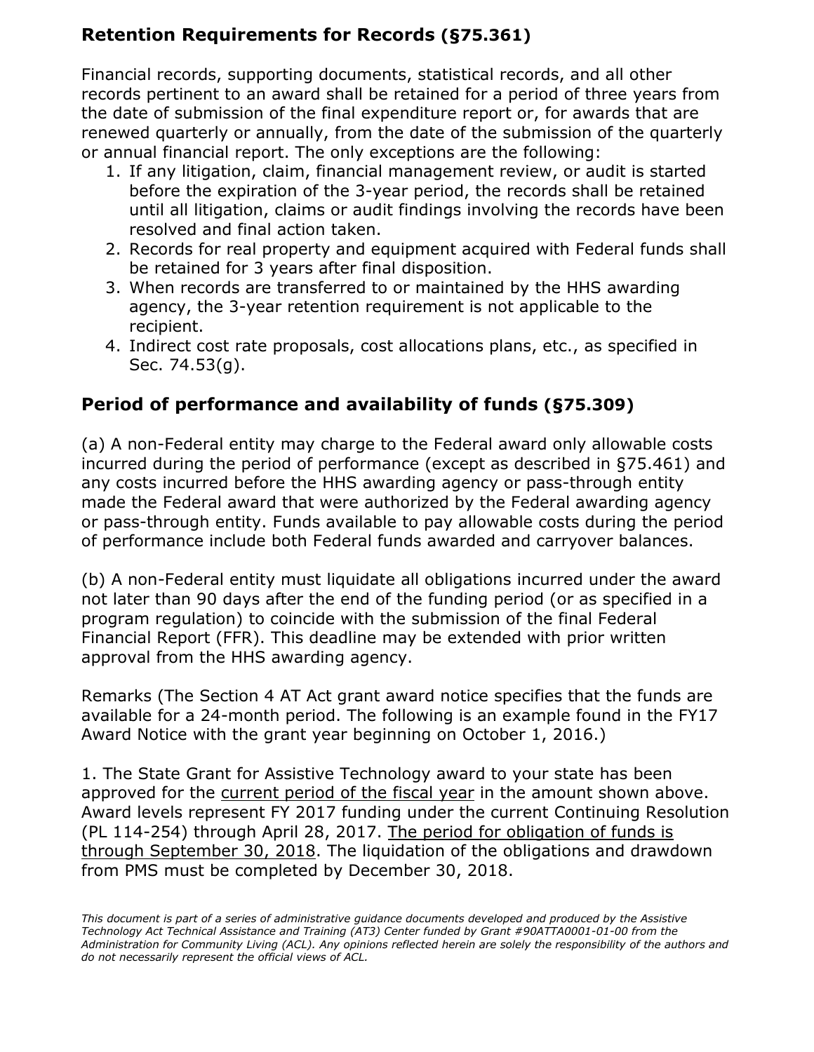## Retention Requirements for Records (§75.361)

Financial records, supporting documents, statistical records, and all other records pertinent to an award shall be retained for a period of three years from the date of submission of the final expenditure report or, for awards that are renewed quarterly or annually, from the date of the submission of the quarterly or annual financial report. The only exceptions are the following:

1. If any litigation, claim, financial management review, or audit is started before the expiration of the 3-year period, the records shall be retained until all litigation, claims or audit findings involving the records have been resolved and final action taken.
2. Records for real property and equipment acquired with Federal funds shall be retained for 3 years after final disposition.
3. When records are transferred to or maintained by the HHS awarding agency, the 3-year retention requirement is not applicable to the recipient.
4. Indirect cost rate proposals, cost allocations plans, etc., as specified in Sec. 74.53(g).

## Period of performance and availability of funds (§75.309)

(a) A non-Federal entity may charge to the Federal award only allowable costs incurred during the period of performance (except as described in §75.461) and any costs incurred before the HHS awarding agency or pass-through entity made the Federal award that were authorized by the Federal awarding agency or pass-through entity. Funds available to pay allowable costs during the period of performance include both Federal funds awarded and carryover balances.

(b) A non-Federal entity must liquidate all obligations incurred under the award not later than 90 days after the end of the funding period (or as specified in a program regulation) to coincide with the submission of the final Federal Financial Report (FFR). This deadline may be extended with prior written approval from the HHS awarding agency.

Remarks (The Section 4 AT Act grant award notice specifies that the funds are available for a 24-month period. The following is an example found in the FY17 Award Notice with the grant year beginning on October 1, 2016.)

1. The State Grant for Assistive Technology award to your state has been approved for the current period of the fiscal year in the amount shown above. Award levels represent FY 2017 funding under the current Continuing Resolution (PL 114-254) through April 28, 2017. The period for obligation of funds is through September 30, 2018. The liquidation of the obligations and drawdown from PMS must be completed by December 30, 2018.

*This document is part of a series of administrative guidance documents developed and produced by the Assistive Technology Act Technical Assistance and Training (AT3) Center funded by Grant #90ATTA0001-01-00 from the Administration for Community Living (ACL). Any opinions reflected herein are solely the responsibility of the authors and do not necessarily represent the official views of ACL.*